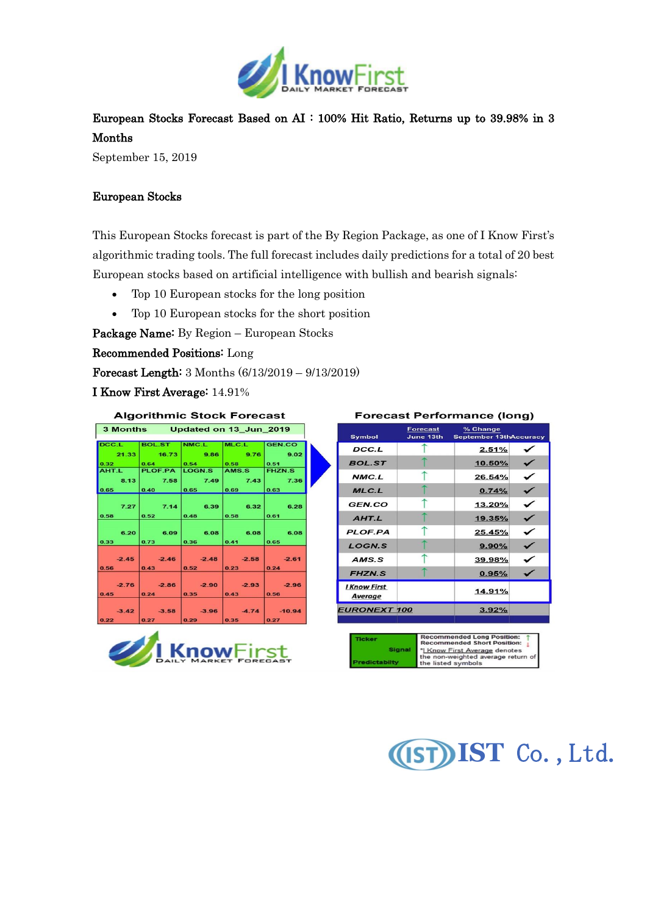# European Stocks Forecast Based on AI：100% Hit Ratio, Returns up to 39.98% in 3 Months

September 15, 2019

## European Stocks

This European Stocks forecast is part of the By Region Package, as one of I Know First's algorithmic trading tools. The full forecast includes daily predictions for a total of 20 best European stocks based on artificial intelligence with bullish and bearish signals:

- Top 10 European stocks for the long position
- Top 10 European stocks for the short position

**Package Name:** By Region – European Stocks

**Recommended Positions:** Long

**Forecast Length:** 3 Months (6/13/2019 – 9/13/2019)

**I Know First Average:** 14.91%

**Algorithmic Stock Forecast**

3 Months Updated on 13_Jun_2019

| | | | | |
|---|---|---|---|---|
| DCC.L 21.33 (0.32) | BOL.ST 16.73 (0.64) | NMC.L 9.86 (0.54) | MLC.L 9.76 (0.58) | GEN.CO 9.02 (0.51) |
| AHT.L 8.13 (0.65) | PLOF.PA 7.58 (0.40) | LOGN.S 7.49 (0.65) | AMS.S 7.43 (0.69) | FHZN.S 7.36 (0.63) |
| 7.27 (0.58) | 7.14 (0.52) | 6.39 (0.48) | 6.32 (0.58) | 6.28 (0.61) |
| 6.20 (0.33) | 6.09 (0.73) | 6.08 (0.36) | 6.08 (0.41) | 6.08 (0.65) |
| -2.45 (0.56) | -2.46 (0.43) | -2.48 (0.52) | -2.58 (0.23) | -2.61 (0.24) |
| -2.76 (0.45) | -2.86 (0.24) | -2.90 (0.35) | -2.93 (0.43) | -2.96 (0.56) |
| -3.42 (0.22) | -3.58 (0.27) | -3.96 (0.29) | -4.74 (0.35) | -10.94 (0.27) |

**Forecast Performance (long)**

| Symbol | Forecast June 13th | % Change September 13th | Accuracy |
|---|---|---|---|
| DCC.L | ↑ | 2.51% | ✓ |
| BOL.ST | ↑ | 10.50% | ✓ |
| NMC.L | ↑ | 26.54% | ✓ |
| MLC.L | ↑ | 0.74% | ✓ |
| GEN.CO | ↑ | 13.20% | ✓ |
| AHT.L | ↑ | 19.35% | ✓ |
| PLOF.PA | ↑ | 25.45% | ✓ |
| LOGN.S | ↑ | 9.90% | ✓ |
| AMS.S | ↑ | 39.98% | ✓ |
| FHZN.S | ↑ | 0.95% | ✓ |
| I Know First Average | | 14.91% | |
| EURONEXT 100 | | 3.92% | |

Ticker / Signal / Predictability

Recommended Long Position: ↑
Recommended Short Position: ↓
*I Know First Average denotes the non-weighted average return of the listed symbols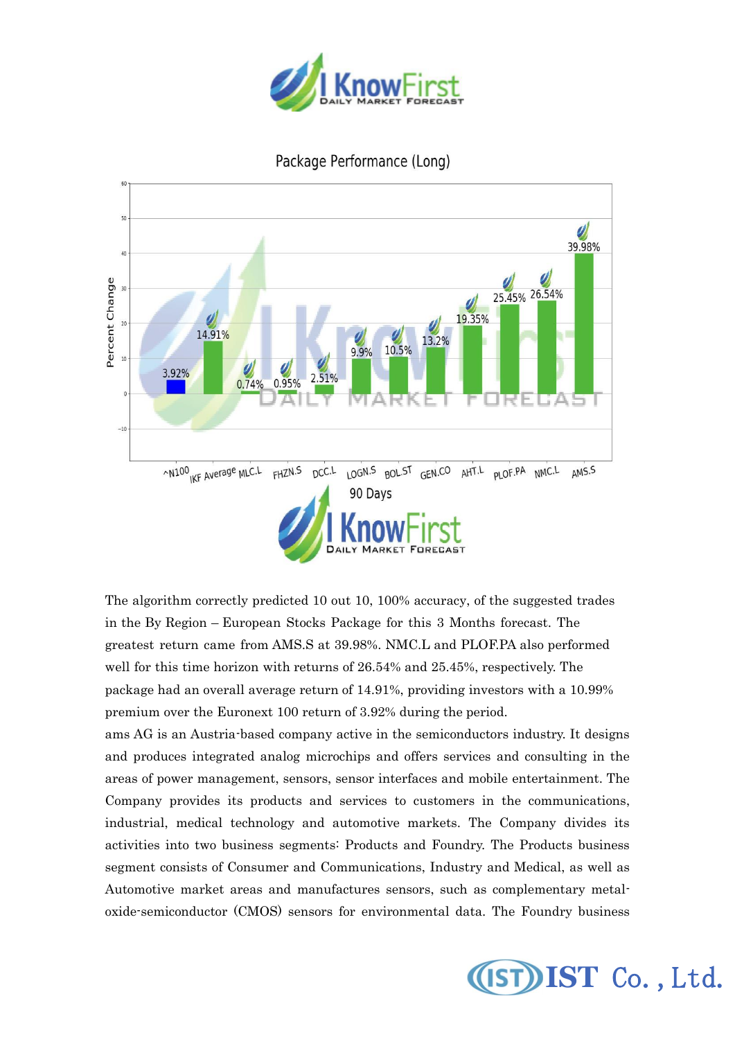Package Performance (Long)

| Ticker | Percent Change |
|---|---|
| ^N100 | 3.92% |
| IKF Average | 14.91% |
| MLC.L | 0.74% |
| FHZN.S | 0.95% |
| DCC.L | 2.51% |
| LOGN.S | 9.9% |
| BOL.ST | 10.5% |
| GEN.CO | 13.2% |
| AHT.L | 19.35% |
| PLOF.PA | 25.45% |
| NMC.L | 26.54% |
| AMS.S | 39.98% |

90 Days

The algorithm correctly predicted 10 out 10, 100% accuracy, of the suggested trades in the By Region – European Stocks Package for this 3 Months forecast. The greatest return came from AMS.S at 39.98%. NMC.L and PLOF.PA also performed well for this time horizon with returns of 26.54% and 25.45%, respectively. The package had an overall average return of 14.91%, providing investors with a 10.99% premium over the Euronext 100 return of 3.92% during the period.

ams AG is an Austria-based company active in the semiconductors industry. It designs and produces integrated analog microchips and offers services and consulting in the areas of power management, sensors, sensor interfaces and mobile entertainment. The Company provides its products and services to customers in the communications, industrial, medical technology and automotive markets. The Company divides its activities into two business segments: Products and Foundry. The Products business segment consists of Consumer and Communications, Industry and Medical, as well as Automotive market areas and manufactures sensors, such as complementary metal-oxide-semiconductor (CMOS) sensors for environmental data. The Foundry business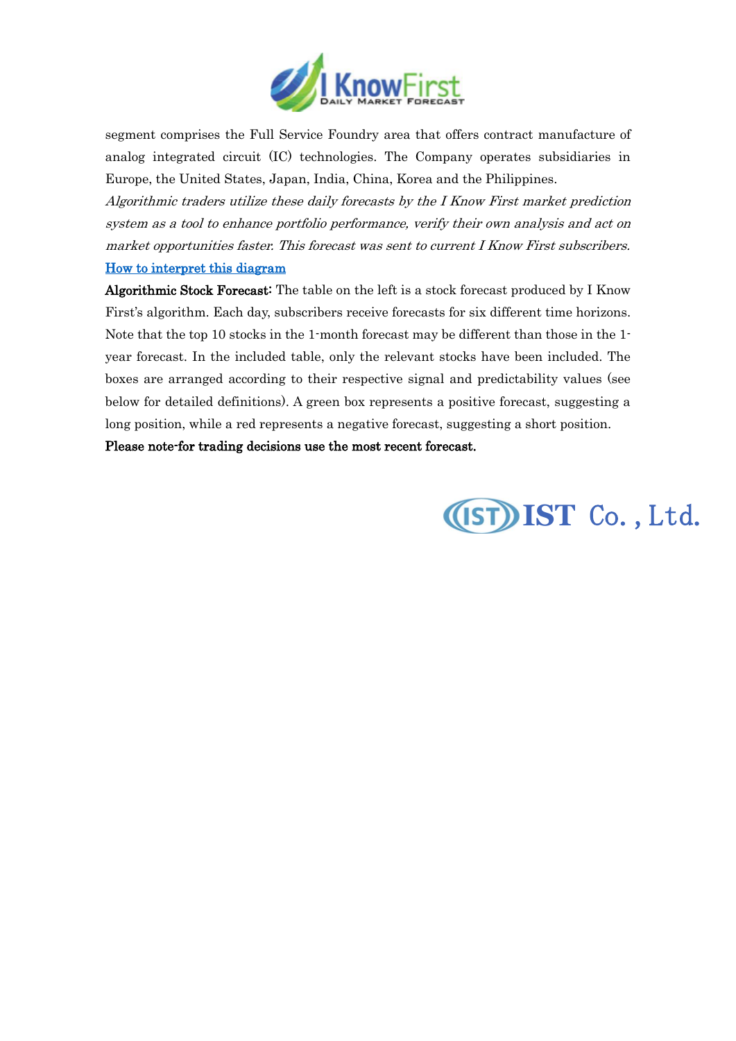segment comprises the Full Service Foundry area that offers contract manufacture of analog integrated circuit (IC) technologies. The Company operates subsidiaries in Europe, the United States, Japan, India, China, Korea and the Philippines.

*Algorithmic traders utilize these daily forecasts by the I Know First market prediction system as a tool to enhance portfolio performance, verify their own analysis and act on market opportunities faster. This forecast was sent to current I Know First subscribers.*

[How to interpret this diagram]

**Algorithmic Stock Forecast:** The table on the left is a stock forecast produced by I Know First's algorithm. Each day, subscribers receive forecasts for six different time horizons. Note that the top 10 stocks in the 1-month forecast may be different than those in the 1-year forecast. In the included table, only the relevant stocks have been included. The boxes are arranged according to their respective signal and predictability values (see below for detailed definitions). A green box represents a positive forecast, suggesting a long position, while a red represents a negative forecast, suggesting a short position.

**Please note-for trading decisions use the most recent forecast.**